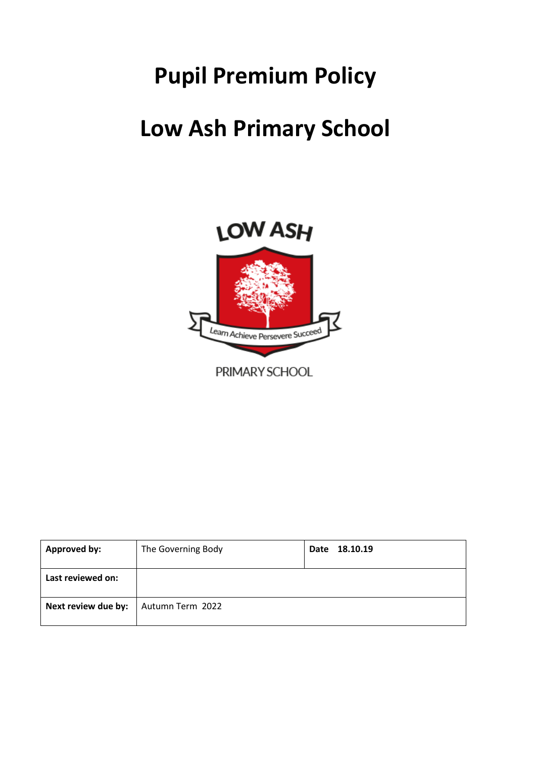# Pupil Premium Policy

# Low Ash Primary School

LOW ASH

Learn Achieve Persevere Succeed

PRIMARY SCHOOL

| **Approved by:** | The Governing Body | **Date 18.10.19** |
|---|---|---|
| **Last reviewed on:** | | |
| **Next review due by:** | Autumn Term 2022 | |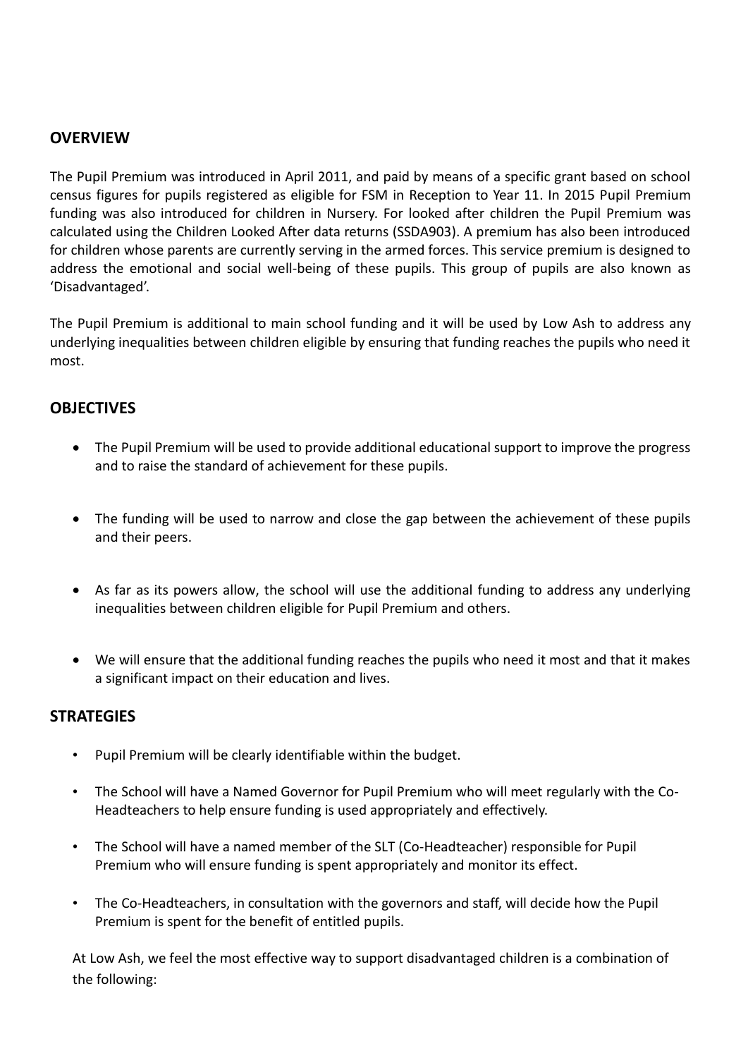## OVERVIEW

The Pupil Premium was introduced in April 2011, and paid by means of a specific grant based on school census figures for pupils registered as eligible for FSM in Reception to Year 11. In 2015 Pupil Premium funding was also introduced for children in Nursery. For looked after children the Pupil Premium was calculated using the Children Looked After data returns (SSDA903). A premium has also been introduced for children whose parents are currently serving in the armed forces. This service premium is designed to address the emotional and social well-being of these pupils. This group of pupils are also known as 'Disadvantaged'.

The Pupil Premium is additional to main school funding and it will be used by Low Ash to address any underlying inequalities between children eligible by ensuring that funding reaches the pupils who need it most.

## OBJECTIVES

- The Pupil Premium will be used to provide additional educational support to improve the progress and to raise the standard of achievement for these pupils.
- The funding will be used to narrow and close the gap between the achievement of these pupils and their peers.
- As far as its powers allow, the school will use the additional funding to address any underlying inequalities between children eligible for Pupil Premium and others.
- We will ensure that the additional funding reaches the pupils who need it most and that it makes a significant impact on their education and lives.

## STRATEGIES

- Pupil Premium will be clearly identifiable within the budget.
- The School will have a Named Governor for Pupil Premium who will meet regularly with the Co-Headteachers to help ensure funding is used appropriately and effectively.
- The School will have a named member of the SLT (Co-Headteacher) responsible for Pupil Premium who will ensure funding is spent appropriately and monitor its effect.
- The Co-Headteachers, in consultation with the governors and staff, will decide how the Pupil Premium is spent for the benefit of entitled pupils.

At Low Ash, we feel the most effective way to support disadvantaged children is a combination of the following: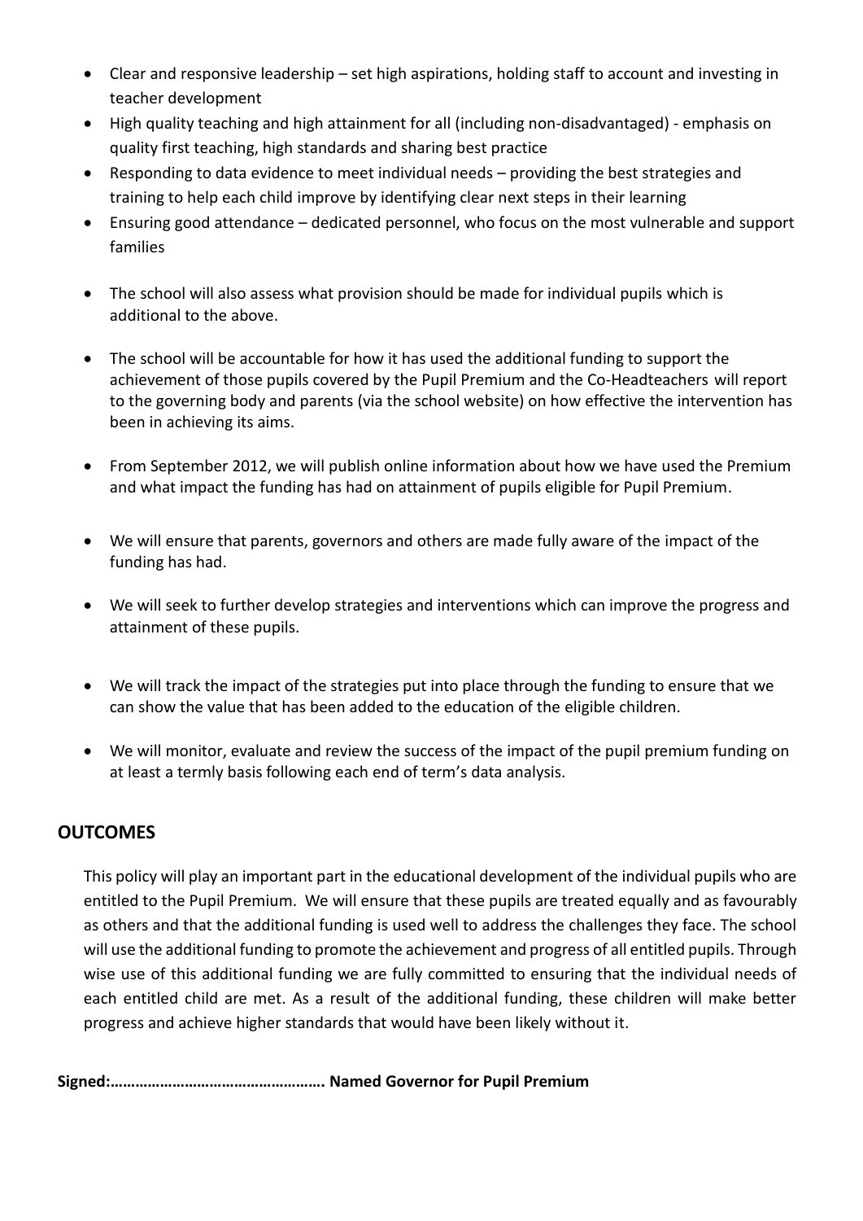- Clear and responsive leadership – set high aspirations, holding staff to account and investing in teacher development
- High quality teaching and high attainment for all (including non-disadvantaged) - emphasis on quality first teaching, high standards and sharing best practice
- Responding to data evidence to meet individual needs – providing the best strategies and training to help each child improve by identifying clear next steps in their learning
- Ensuring good attendance – dedicated personnel, who focus on the most vulnerable and support families

- The school will also assess what provision should be made for individual pupils which is additional to the above.

- The school will be accountable for how it has used the additional funding to support the achievement of those pupils covered by the Pupil Premium and the Co-Headteachers will report to the governing body and parents (via the school website) on how effective the intervention has been in achieving its aims.

- From September 2012, we will publish online information about how we have used the Premium and what impact the funding has had on attainment of pupils eligible for Pupil Premium.

- We will ensure that parents, governors and others are made fully aware of the impact of the funding has had.

- We will seek to further develop strategies and interventions which can improve the progress and attainment of these pupils.

- We will track the impact of the strategies put into place through the funding to ensure that we can show the value that has been added to the education of the eligible children.

- We will monitor, evaluate and review the success of the impact of the pupil premium funding on at least a termly basis following each end of term's data analysis.

## OUTCOMES

This policy will play an important part in the educational development of the individual pupils who are entitled to the Pupil Premium. We will ensure that these pupils are treated equally and as favourably as others and that the additional funding is used well to address the challenges they face. The school will use the additional funding to promote the achievement and progress of all entitled pupils. Through wise use of this additional funding we are fully committed to ensuring that the individual needs of each entitled child are met. As a result of the additional funding, these children will make better progress and achieve higher standards that would have been likely without it.

**Signed:……………………………………………. Named Governor for Pupil Premium**